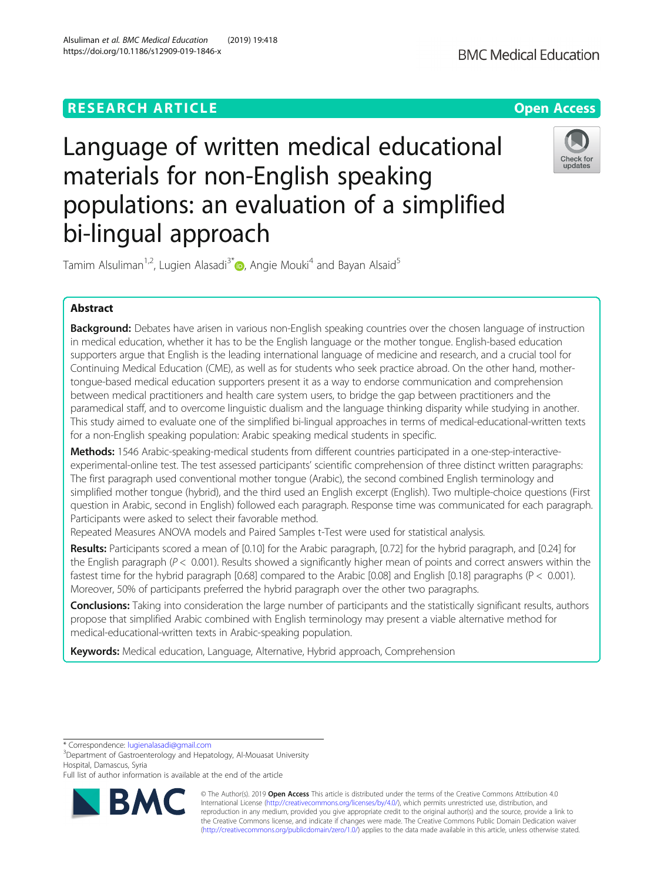RESEARCH ARTICLE

Open Access

# Language of written medical educational materials for non-English speaking populations: an evaluation of a simplified bi-lingual approach

Tamim Alsuliman[1,2], Lugien Alasadi[3*], Angie Mouki[4] and Bayan Alsaid[5]

## Abstract

**Background:** Debates have arisen in various non-English speaking countries over the chosen language of instruction in medical education, whether it has to be the English language or the mother tongue. English-based education supporters argue that English is the leading international language of medicine and research, and a crucial tool for Continuing Medical Education (CME), as well as for students who seek practice abroad. On the other hand, mother-tongue-based medical education supporters present it as a way to endorse communication and comprehension between medical practitioners and health care system users, to bridge the gap between practitioners and the paramedical staff, and to overcome linguistic dualism and the language thinking disparity while studying in another. This study aimed to evaluate one of the simplified bi-lingual approaches in terms of medical-educational-written texts for a non-English speaking population: Arabic speaking medical students in specific.

**Methods:** 1546 Arabic-speaking-medical students from different countries participated in a one-step-interactive-experimental-online test. The test assessed participants' scientific comprehension of three distinct written paragraphs: The first paragraph used conventional mother tongue (Arabic), the second combined English terminology and simplified mother tongue (hybrid), and the third used an English excerpt (English). Two multiple-choice questions (First question in Arabic, second in English) followed each paragraph. Response time was communicated for each paragraph. Participants were asked to select their favorable method.

Repeated Measures ANOVA models and Paired Samples t-Test were used for statistical analysis.

**Results:** Participants scored a mean of [0.10] for the Arabic paragraph, [0.72] for the hybrid paragraph, and [0.24] for the English paragraph ($P < 0.001$). Results showed a significantly higher mean of points and correct answers within the fastest time for the hybrid paragraph [0.68] compared to the Arabic [0.08] and English [0.18] paragraphs ($P < 0.001$). Moreover, 50% of participants preferred the hybrid paragraph over the other two paragraphs.

**Conclusions:** Taking into consideration the large number of participants and the statistically significant results, authors propose that simplified Arabic combined with English terminology may present a viable alternative method for medical-educational-written texts in Arabic-speaking population.

**Keywords:** Medical education, Language, Alternative, Hybrid approach, Comprehension

---

* Correspondence: lugienalasadi@gmail.com
[3]Department of Gastroenterology and Hepatology, Al-Mouasat University Hospital, Damascus, Syria
Full list of author information is available at the end of the article

© The Author(s). 2019 **Open Access** This article is distributed under the terms of the Creative Commons Attribution 4.0 International License (http://creativecommons.org/licenses/by/4.0/), which permits unrestricted use, distribution, and reproduction in any medium, provided you give appropriate credit to the original author(s) and the source, provide a link to the Creative Commons license, and indicate if changes were made. The Creative Commons Public Domain Dedication waiver (http://creativecommons.org/publicdomain/zero/1.0/) applies to the data made available in this article, unless otherwise stated.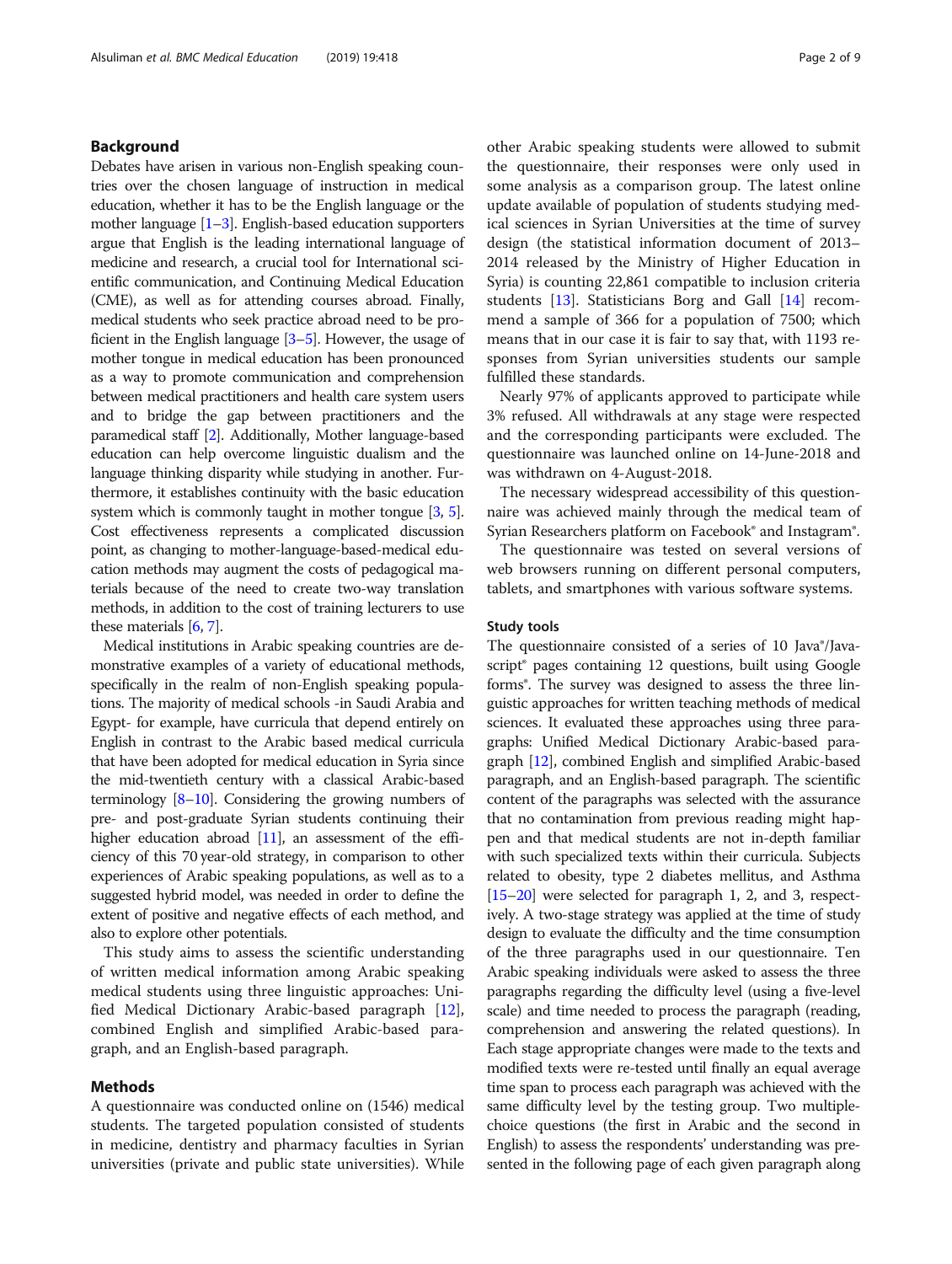## Background

Debates have arisen in various non-English speaking countries over the chosen language of instruction in medical education, whether it has to be the English language or the mother language [1–3]. English-based education supporters argue that English is the leading international language of medicine and research, a crucial tool for International scientific communication, and Continuing Medical Education (CME), as well as for attending courses abroad. Finally, medical students who seek practice abroad need to be proficient in the English language [3–5]. However, the usage of mother tongue in medical education has been pronounced as a way to promote communication and comprehension between medical practitioners and health care system users and to bridge the gap between practitioners and the paramedical staff [2]. Additionally, Mother language-based education can help overcome linguistic dualism and the language thinking disparity while studying in another. Furthermore, it establishes continuity with the basic education system which is commonly taught in mother tongue [3, 5]. Cost effectiveness represents a complicated discussion point, as changing to mother-language-based-medical education methods may augment the costs of pedagogical materials because of the need to create two-way translation methods, in addition to the cost of training lecturers to use these materials [6, 7].

Medical institutions in Arabic speaking countries are demonstrative examples of a variety of educational methods, specifically in the realm of non-English speaking populations. The majority of medical schools -in Saudi Arabia and Egypt- for example, have curricula that depend entirely on English in contrast to the Arabic based medical curricula that have been adopted for medical education in Syria since the mid-twentieth century with a classical Arabic-based terminology [8–10]. Considering the growing numbers of pre- and post-graduate Syrian students continuing their higher education abroad [11], an assessment of the efficiency of this 70 year-old strategy, in comparison to other experiences of Arabic speaking populations, as well as to a suggested hybrid model, was needed in order to define the extent of positive and negative effects of each method, and also to explore other potentials.

This study aims to assess the scientific understanding of written medical information among Arabic speaking medical students using three linguistic approaches: Unified Medical Dictionary Arabic-based paragraph [12], combined English and simplified Arabic-based paragraph, and an English-based paragraph.

## Methods

A questionnaire was conducted online on (1546) medical students. The targeted population consisted of students in medicine, dentistry and pharmacy faculties in Syrian universities (private and public state universities). While other Arabic speaking students were allowed to submit the questionnaire, their responses were only used in some analysis as a comparison group. The latest online update available of population of students studying medical sciences in Syrian Universities at the time of survey design (the statistical information document of 2013–2014 released by the Ministry of Higher Education in Syria) is counting 22,861 compatible to inclusion criteria students [13]. Statisticians Borg and Gall [14] recommend a sample of 366 for a population of 7500; which means that in our case it is fair to say that, with 1193 responses from Syrian universities students our sample fulfilled these standards.

Nearly 97% of applicants approved to participate while 3% refused. All withdrawals at any stage were respected and the corresponding participants were excluded. The questionnaire was launched online on 14-June-2018 and was withdrawn on 4-August-2018.

The necessary widespread accessibility of this questionnaire was achieved mainly through the medical team of Syrian Researchers platform on Facebook® and Instagram®.

The questionnaire was tested on several versions of web browsers running on different personal computers, tablets, and smartphones with various software systems.

### Study tools

The questionnaire consisted of a series of 10 Java®/Javascript® pages containing 12 questions, built using Google forms®. The survey was designed to assess the three linguistic approaches for written teaching methods of medical sciences. It evaluated these approaches using three paragraphs: Unified Medical Dictionary Arabic-based paragraph [12], combined English and simplified Arabic-based paragraph, and an English-based paragraph. The scientific content of the paragraphs was selected with the assurance that no contamination from previous reading might happen and that medical students are not in-depth familiar with such specialized texts within their curricula. Subjects related to obesity, type 2 diabetes mellitus, and Asthma [15–20] were selected for paragraph 1, 2, and 3, respectively. A two-stage strategy was applied at the time of study design to evaluate the difficulty and the time consumption of the three paragraphs used in our questionnaire. Ten Arabic speaking individuals were asked to assess the three paragraphs regarding the difficulty level (using a five-level scale) and time needed to process the paragraph (reading, comprehension and answering the related questions). In Each stage appropriate changes were made to the texts and modified texts were re-tested until finally an equal average time span to process each paragraph was achieved with the same difficulty level by the testing group. Two multiple-choice questions (the first in Arabic and the second in English) to assess the respondents' understanding was presented in the following page of each given paragraph along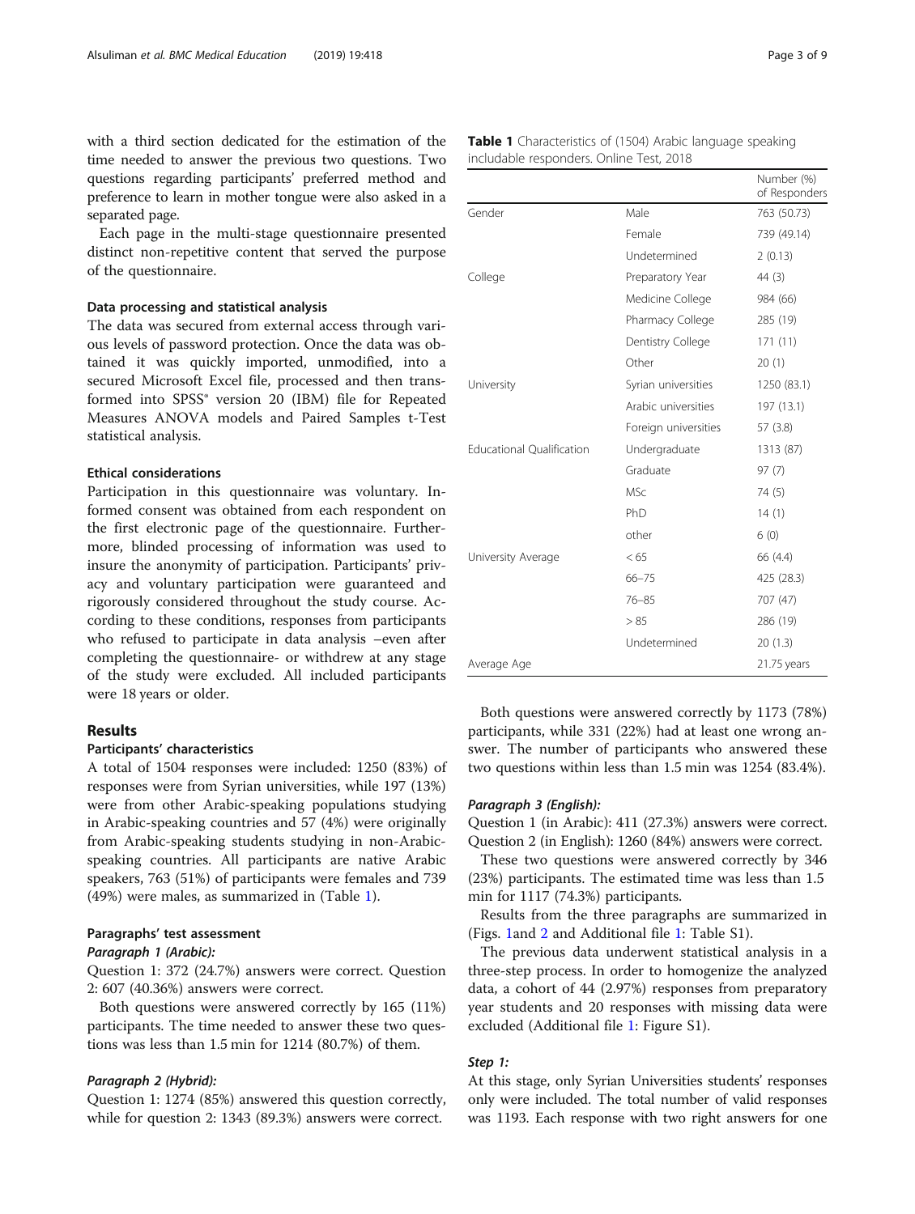with a third section dedicated for the estimation of the time needed to answer the previous two questions. Two questions regarding participants' preferred method and preference to learn in mother tongue were also asked in a separated page.

Each page in the multi-stage questionnaire presented distinct non-repetitive content that served the purpose of the questionnaire.

### Data processing and statistical analysis

The data was secured from external access through various levels of password protection. Once the data was obtained it was quickly imported, unmodified, into a secured Microsoft Excel file, processed and then transformed into SPSS® version 20 (IBM) file for Repeated Measures ANOVA models and Paired Samples t-Test statistical analysis.

### Ethical considerations

Participation in this questionnaire was voluntary. Informed consent was obtained from each respondent on the first electronic page of the questionnaire. Furthermore, blinded processing of information was used to insure the anonymity of participation. Participants' privacy and voluntary participation were guaranteed and rigorously considered throughout the study course. According to these conditions, responses from participants who refused to participate in data analysis –even after completing the questionnaire- or withdrew at any stage of the study were excluded. All included participants were 18 years or older.

## Results

### Participants' characteristics

A total of 1504 responses were included: 1250 (83%) of responses were from Syrian universities, while 197 (13%) were from other Arabic-speaking populations studying in Arabic-speaking countries and 57 (4%) were originally from Arabic-speaking students studying in non-Arabic-speaking countries. All participants are native Arabic speakers, 763 (51%) of participants were females and 739 (49%) were males, as summarized in (Table 1).

**Table 1** Characteristics of (1504) Arabic language speaking includable responders. Online Test, 2018

| | | Number (%) of Responders |
|---|---|---|
| Gender | Male | 763 (50.73) |
| | Female | 739 (49.14) |
| | Undetermined | 2 (0.13) |
| College | Preparatory Year | 44 (3) |
| | Medicine College | 984 (66) |
| | Pharmacy College | 285 (19) |
| | Dentistry College | 171 (11) |
| | Other | 20 (1) |
| University | Syrian universities | 1250 (83.1) |
| | Arabic universities | 197 (13.1) |
| | Foreign universities | 57 (3.8) |
| Educational Qualification | Undergraduate | 1313 (87) |
| | Graduate | 97 (7) |
| | MSc | 74 (5) |
| | PhD | 14 (1) |
| | other | 6 (0) |
| University Average | < 65 | 66 (4.4) |
| | 66–75 | 425 (28.3) |
| | 76–85 | 707 (47) |
| | > 85 | 286 (19) |
| | Undetermined | 20 (1.3) |
| Average Age | | 21.75 years |

### Paragraphs' test assessment

#### *Paragraph 1 (Arabic):*

Question 1: 372 (24.7%) answers were correct. Question 2: 607 (40.36%) answers were correct.

Both questions were answered correctly by 165 (11%) participants. The time needed to answer these two questions was less than 1.5 min for 1214 (80.7%) of them.

#### *Paragraph 2 (Hybrid):*

Question 1: 1274 (85%) answered this question correctly, while for question 2: 1343 (89.3%) answers were correct.

Both questions were answered correctly by 1173 (78%) participants, while 331 (22%) had at least one wrong answer. The number of participants who answered these two questions within less than 1.5 min was 1254 (83.4%).

#### *Paragraph 3 (English):*

Question 1 (in Arabic): 411 (27.3%) answers were correct. Question 2 (in English): 1260 (84%) answers were correct.

These two questions were answered correctly by 346 (23%) participants. The estimated time was less than 1.5 min for 1117 (74.3%) participants.

Results from the three paragraphs are summarized in (Figs. 1and 2 and Additional file 1: Table S1).

The previous data underwent statistical analysis in a three-step process. In order to homogenize the analyzed data, a cohort of 44 (2.97%) responses from preparatory year students and 20 responses with missing data were excluded (Additional file 1: Figure S1).

#### *Step 1:*

At this stage, only Syrian Universities students' responses only were included. The total number of valid responses was 1193. Each response with two right answers for one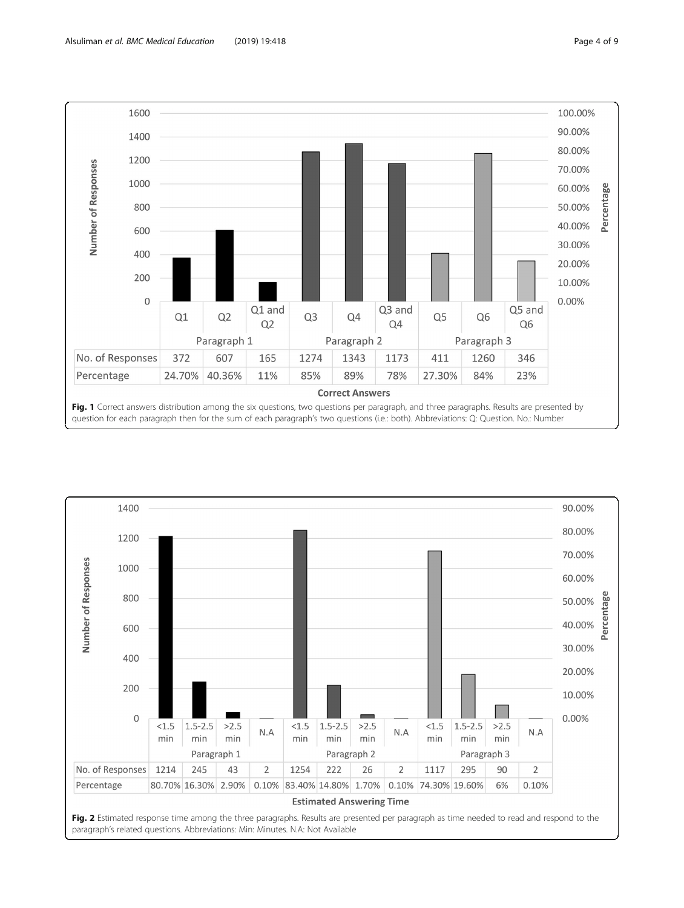| | Paragraph 1 | | | Paragraph 2 | | | Paragraph 3 | | |
|---|---|---|---|---|---|---|---|---|---|
| | Q1 | Q2 | Q1 and Q2 | Q3 | Q4 | Q3 and Q4 | Q5 | Q6 | Q5 and Q6 |
| No. of Responses | 372 | 607 | 165 | 1274 | 1343 | 1173 | 411 | 1260 | 346 |
| Percentage | 24.70% | 40.36% | 11% | 85% | 89% | 78% | 27.30% | 84% | 23% |

**Correct Answers**

**Fig. 1** Correct answers distribution among the six questions, two questions per paragraph, and three paragraphs. Results are presented by question for each paragraph then for the sum of each paragraph's two questions (i.e.: both). Abbreviations: Q: Question. No.: Number

| | Paragraph 1 | | | | Paragraph 2 | | | | Paragraph 3 | | | |
|---|---|---|---|---|---|---|---|---|---|---|---|---|
| | <1.5 min | 1.5-2.5 min | >2.5 min | N.A | <1.5 min | 1.5-2.5 min | >2.5 min | N.A | <1.5 min | 1.5-2.5 min | >2.5 min | N.A |
| No. of Responses | 1214 | 245 | 43 | 2 | 1254 | 222 | 26 | 2 | 1117 | 295 | 90 | 2 |
| Percentage | 80.70% | 16.30% | 2.90% | 0.10% | 83.40% | 14.80% | 1.70% | 0.10% | 74.30% | 19.60% | 6% | 0.10% |

**Estimated Answering Time**

**Fig. 2** Estimated response time among the three paragraphs. Results are presented per paragraph as time needed to read and respond to the paragraph's related questions. Abbreviations: Min: Minutes. N.A: Not Available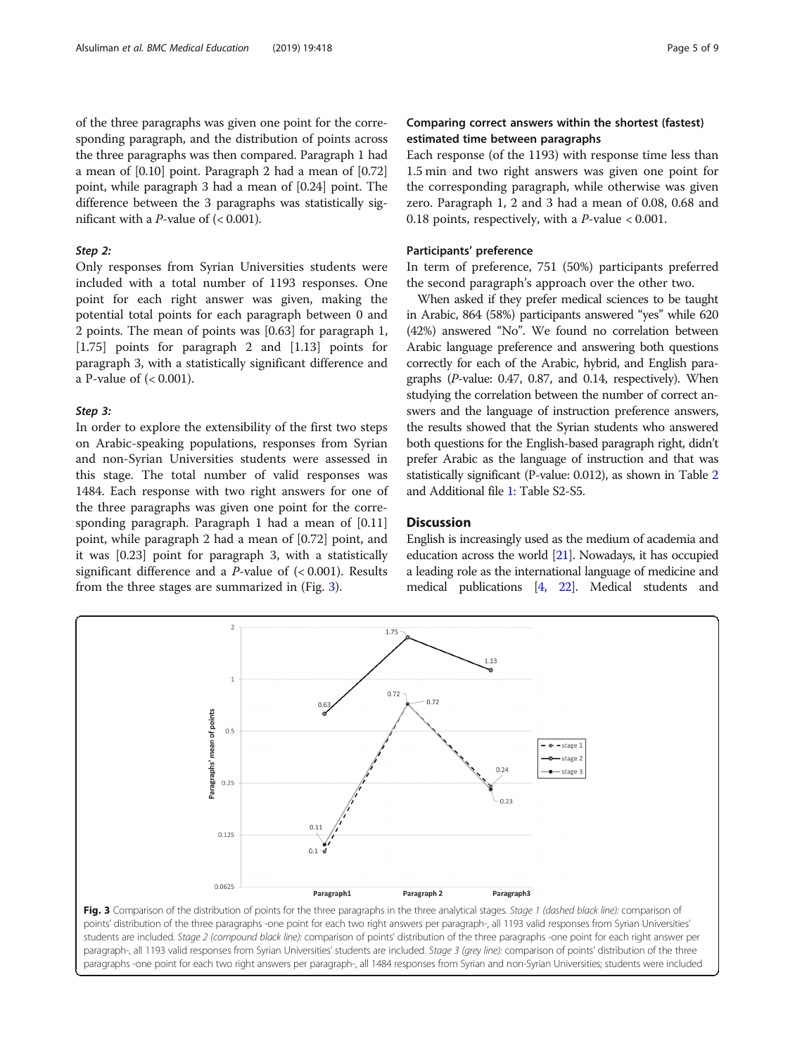of the three paragraphs was given one point for the corresponding paragraph, and the distribution of points across the three paragraphs was then compared. Paragraph 1 had a mean of [0.10] point. Paragraph 2 had a mean of [0.72] point, while paragraph 3 had a mean of [0.24] point. The difference between the 3 paragraphs was statistically significant with a *P*-value of (< 0.001).

#### *Step 2:*

Only responses from Syrian Universities students were included with a total number of 1193 responses. One point for each right answer was given, making the potential total points for each paragraph between 0 and 2 points. The mean of points was [0.63] for paragraph 1, [1.75] points for paragraph 2 and [1.13] points for paragraph 3, with a statistically significant difference and a P-value of (< 0.001).

#### *Step 3:*

In order to explore the extensibility of the first two steps on Arabic-speaking populations, responses from Syrian and non-Syrian Universities students were assessed in this stage. The total number of valid responses was 1484. Each response with two right answers for one of the three paragraphs was given one point for the corresponding paragraph. Paragraph 1 had a mean of [0.11] point, while paragraph 2 had a mean of [0.72] point, and it was [0.23] point for paragraph 3, with a statistically significant difference and a *P*-value of (< 0.001). Results from the three stages are summarized in (Fig. 3).

### Comparing correct answers within the shortest (fastest) estimated time between paragraphs

Each response (of the 1193) with response time less than 1.5 min and two right answers was given one point for the corresponding paragraph, while otherwise was given zero. Paragraph 1, 2 and 3 had a mean of 0.08, 0.68 and 0.18 points, respectively, with a *P*-value < 0.001.

### Participants' preference

In term of preference, 751 (50%) participants preferred the second paragraph's approach over the other two.

When asked if they prefer medical sciences to be taught in Arabic, 864 (58%) participants answered "yes" while 620 (42%) answered "No". We found no correlation between Arabic language preference and answering both questions correctly for each of the Arabic, hybrid, and English paragraphs (*P*-value: 0.47, 0.87, and 0.14, respectively). When studying the correlation between the number of correct answers and the language of instruction preference answers, the results showed that the Syrian students who answered both questions for the English-based paragraph right, didn't prefer Arabic as the language of instruction and that was statistically significant (P-value: 0.012), as shown in Table 2 and Additional file 1: Table S2-S5.

## Discussion

English is increasingly used as the medium of academia and education across the world [21]. Nowadays, it has occupied a leading role as the international language of medicine and medical publications [4, 22]. Medical students and

**Fig. 3** Comparison of the distribution of points for the three paragraphs in the three analytical stages. *Stage 1 (dashed black line):* comparison of points' distribution of the three paragraphs -one point for each two right answers per paragraph-, all 1193 valid responses from Syrian Universities' students are included. *Stage 2 (compound black line):* comparison of points' distribution of the three paragraphs -one point for each right answer per paragraph-, all 1193 valid responses from Syrian Universities' students are included. *Stage 3 (grey line):* comparison of points' distribution of the three paragraphs -one point for each two right answers per paragraph-, all 1484 responses from Syrian and non-Syrian Universities; students were included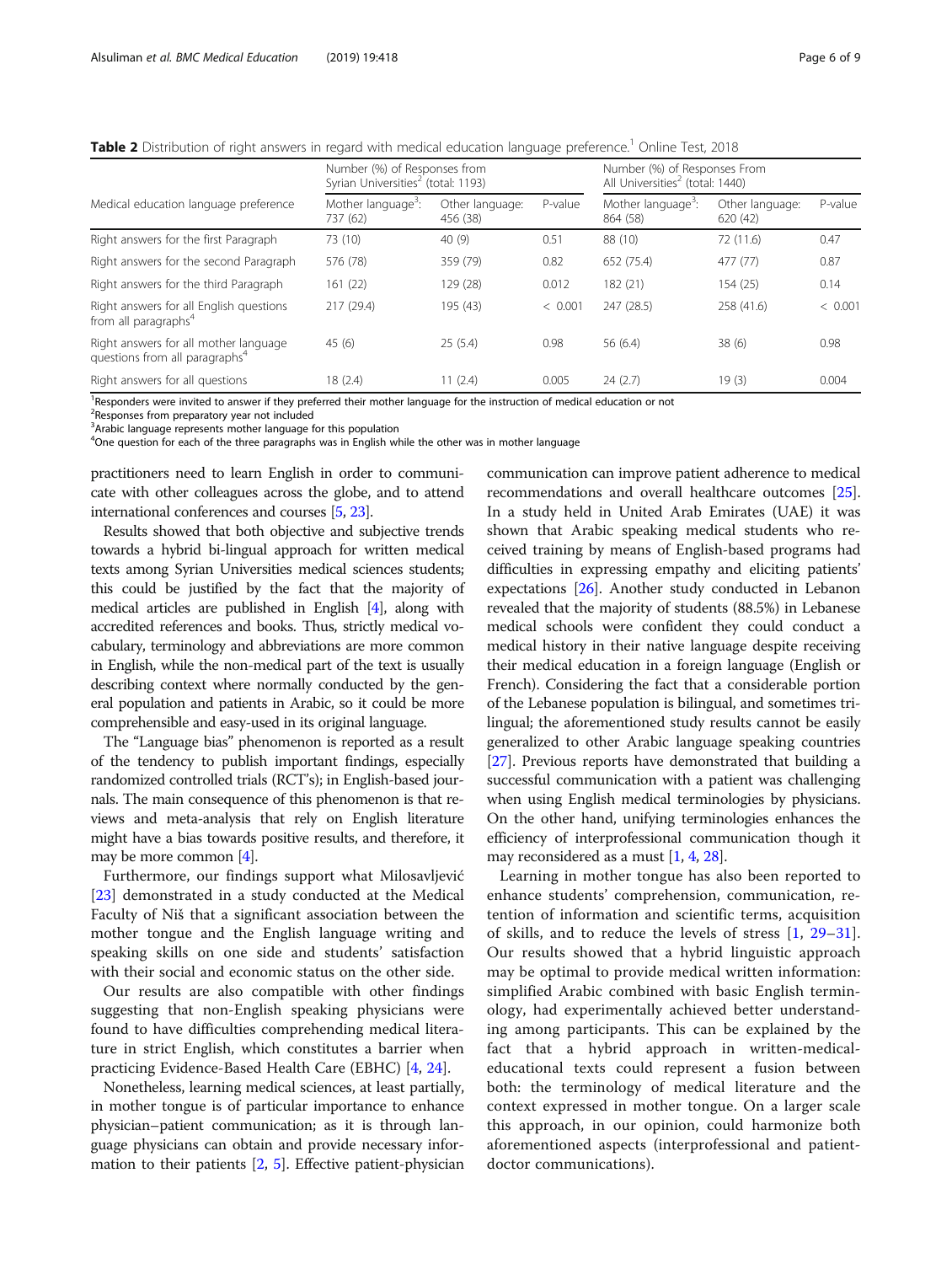**Table 2** Distribution of right answers in regard with medical education language preference.[1] Online Test, 2018

| Medical education language preference | Number (%) of Responses from Syrian Universities[2] (total: 1193) | | | Number (%) of Responses From All Universities[2] (total: 1440) | | |
|---|---|---|---|---|---|---|
| | Mother language[3]: 737 (62) | Other language: 456 (38) | P-value | Mother language[3]: 864 (58) | Other language: 620 (42) | P-value |
| Right answers for the first Paragraph | 73 (10) | 40 (9) | 0.51 | 88 (10) | 72 (11.6) | 0.47 |
| Right answers for the second Paragraph | 576 (78) | 359 (79) | 0.82 | 652 (75.4) | 477 (77) | 0.87 |
| Right answers for the third Paragraph | 161 (22) | 129 (28) | 0.012 | 182 (21) | 154 (25) | 0.14 |
| Right answers for all English questions from all paragraphs[4] | 217 (29.4) | 195 (43) | < 0.001 | 247 (28.5) | 258 (41.6) | < 0.001 |
| Right answers for all mother language questions from all paragraphs[4] | 45 (6) | 25 (5.4) | 0.98 | 56 (6.4) | 38 (6) | 0.98 |
| Right answers for all questions | 18 (2.4) | 11 (2.4) | 0.005 | 24 (2.7) | 19 (3) | 0.004 |

[1]Responders were invited to answer if they preferred their mother language for the instruction of medical education or not
[2]Responses from preparatory year not included
[3]Arabic language represents mother language for this population
[4]One question for each of the three paragraphs was in English while the other was in mother language

practitioners need to learn English in order to communicate with other colleagues across the globe, and to attend international conferences and courses [5, 23].

Results showed that both objective and subjective trends towards a hybrid bi-lingual approach for written medical texts among Syrian Universities medical sciences students; this could be justified by the fact that the majority of medical articles are published in English [4], along with accredited references and books. Thus, strictly medical vocabulary, terminology and abbreviations are more common in English, while the non-medical part of the text is usually describing context where normally conducted by the general population and patients in Arabic, so it could be more comprehensible and easy-used in its original language.

The "Language bias" phenomenon is reported as a result of the tendency to publish important findings, especially randomized controlled trials (RCT's); in English-based journals. The main consequence of this phenomenon is that reviews and meta-analysis that rely on English literature might have a bias towards positive results, and therefore, it may be more common [4].

Furthermore, our findings support what Milosavljević [23] demonstrated in a study conducted at the Medical Faculty of Niš that a significant association between the mother tongue and the English language writing and speaking skills on one side and students' satisfaction with their social and economic status on the other side.

Our results are also compatible with other findings suggesting that non-English speaking physicians were found to have difficulties comprehending medical literature in strict English, which constitutes a barrier when practicing Evidence-Based Health Care (EBHC) [4, 24].

Nonetheless, learning medical sciences, at least partially, in mother tongue is of particular importance to enhance physician–patient communication; as it is through language physicians can obtain and provide necessary information to their patients [2, 5]. Effective patient-physician communication can improve patient adherence to medical recommendations and overall healthcare outcomes [25]. In a study held in United Arab Emirates (UAE) it was shown that Arabic speaking medical students who received training by means of English-based programs had difficulties in expressing empathy and eliciting patients' expectations [26]. Another study conducted in Lebanon revealed that the majority of students (88.5%) in Lebanese medical schools were confident they could conduct a medical history in their native language despite receiving their medical education in a foreign language (English or French). Considering the fact that a considerable portion of the Lebanese population is bilingual, and sometimes trilingual; the aforementioned study results cannot be easily generalized to other Arabic language speaking countries [27]. Previous reports have demonstrated that building a successful communication with a patient was challenging when using English medical terminologies by physicians. On the other hand, unifying terminologies enhances the efficiency of interprofessional communication though it may reconsidered as a must [1, 4, 28].

Learning in mother tongue has also been reported to enhance students' comprehension, communication, retention of information and scientific terms, acquisition of skills, and to reduce the levels of stress [1, 29–31]. Our results showed that a hybrid linguistic approach may be optimal to provide medical written information: simplified Arabic combined with basic English terminology, had experimentally achieved better understanding among participants. This can be explained by the fact that a hybrid approach in written-medical-educational texts could represent a fusion between both: the terminology of medical literature and the context expressed in mother tongue. On a larger scale this approach, in our opinion, could harmonize both aforementioned aspects (interprofessional and patient-doctor communications).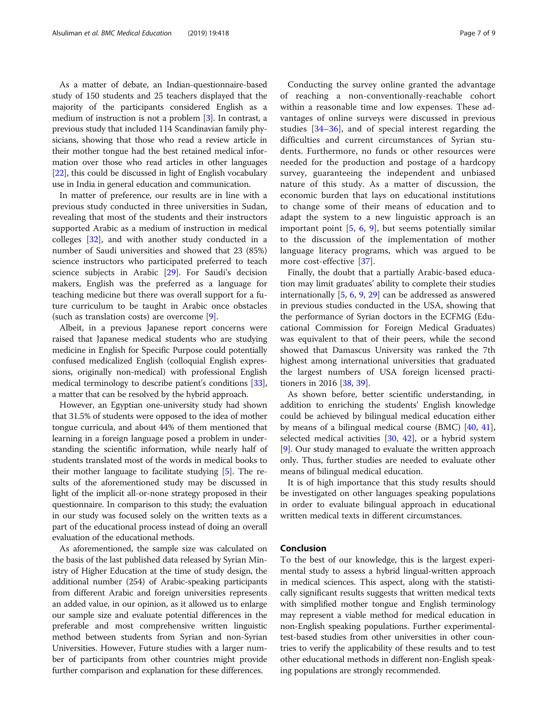As a matter of debate, an Indian-questionnaire-based study of 150 students and 25 teachers displayed that the majority of the participants considered English as a medium of instruction is not a problem [3]. In contrast, a previous study that included 114 Scandinavian family physicians, showing that those who read a review article in their mother tongue had the best retained medical information over those who read articles in other languages [22], this could be discussed in light of English vocabulary use in India in general education and communication.

In matter of preference, our results are in line with a previous study conducted in three universities in Sudan, revealing that most of the students and their instructors supported Arabic as a medium of instruction in medical colleges [32], and with another study conducted in a number of Saudi universities and showed that 23 (85%) science instructors who participated preferred to teach science subjects in Arabic [29]. For Saudi's decision makers, English was the preferred as a language for teaching medicine but there was overall support for a future curriculum to be taught in Arabic once obstacles (such as translation costs) are overcome [9].

Albeit, in a previous Japanese report concerns were raised that Japanese medical students who are studying medicine in English for Specific Purpose could potentially confused medicalized English (colloquial English expressions, originally non-medical) with professional English medical terminology to describe patient's conditions [33], a matter that can be resolved by the hybrid approach.

However, an Egyptian one-university study had shown that 31.5% of students were opposed to the idea of mother tongue curricula, and about 44% of them mentioned that learning in a foreign language posed a problem in understanding the scientific information, while nearly half of students translated most of the words in medical books to their mother language to facilitate studying [5]. The results of the aforementioned study may be discussed in light of the implicit all-or-none strategy proposed in their questionnaire. In comparison to this study; the evaluation in our study was focused solely on the written texts as a part of the educational process instead of doing an overall evaluation of the educational methods.

As aforementioned, the sample size was calculated on the basis of the last published data released by Syrian Ministry of Higher Education at the time of study design, the additional number (254) of Arabic-speaking participants from different Arabic and foreign universities represents an added value, in our opinion, as it allowed us to enlarge our sample size and evaluate potential differences in the preferable and most comprehensive written linguistic method between students from Syrian and non-Syrian Universities. However, Future studies with a larger number of participants from other countries might provide further comparison and explanation for these differences.

Conducting the survey online granted the advantage of reaching a non-conventionally-reachable cohort within a reasonable time and low expenses. These advantages of online surveys were discussed in previous studies [34–36], and of special interest regarding the difficulties and current circumstances of Syrian students. Furthermore, no funds or other resources were needed for the production and postage of a hardcopy survey, guaranteeing the independent and unbiased nature of this study. As a matter of discussion, the economic burden that lays on educational institutions to change some of their means of education and to adapt the system to a new linguistic approach is an important point [5, 6, 9], but seems potentially similar to the discussion of the implementation of mother language literacy programs, which was argued to be more cost-effective [37].

Finally, the doubt that a partially Arabic-based education may limit graduates' ability to complete their studies internationally [5, 6, 9, 29] can be addressed as answered in previous studies conducted in the USA, showing that the performance of Syrian doctors in the ECFMG (Educational Commission for Foreign Medical Graduates) was equivalent to that of their peers, while the second showed that Damascus University was ranked the 7th highest among international universities that graduated the largest numbers of USA foreign licensed practitioners in 2016 [38, 39].

As shown before, better scientific understanding, in addition to enriching the students' English knowledge could be achieved by bilingual medical education either by means of a bilingual medical course (BMC) [40, 41], selected medical activities [30, 42], or a hybrid system [9]. Our study managed to evaluate the written approach only. Thus, further studies are needed to evaluate other means of bilingual medical education.

It is of high importance that this study results should be investigated on other languages speaking populations in order to evaluate bilingual approach in educational written medical texts in different circumstances.

## Conclusion

To the best of our knowledge, this is the largest experimental study to assess a hybrid lingual-written approach in medical sciences. This aspect, along with the statistically significant results suggests that written medical texts with simplified mother tongue and English terminology may represent a viable method for medical education in non-English speaking populations. Further experimental-test-based studies from other universities in other countries to verify the applicability of these results and to test other educational methods in different non-English speaking populations are strongly recommended.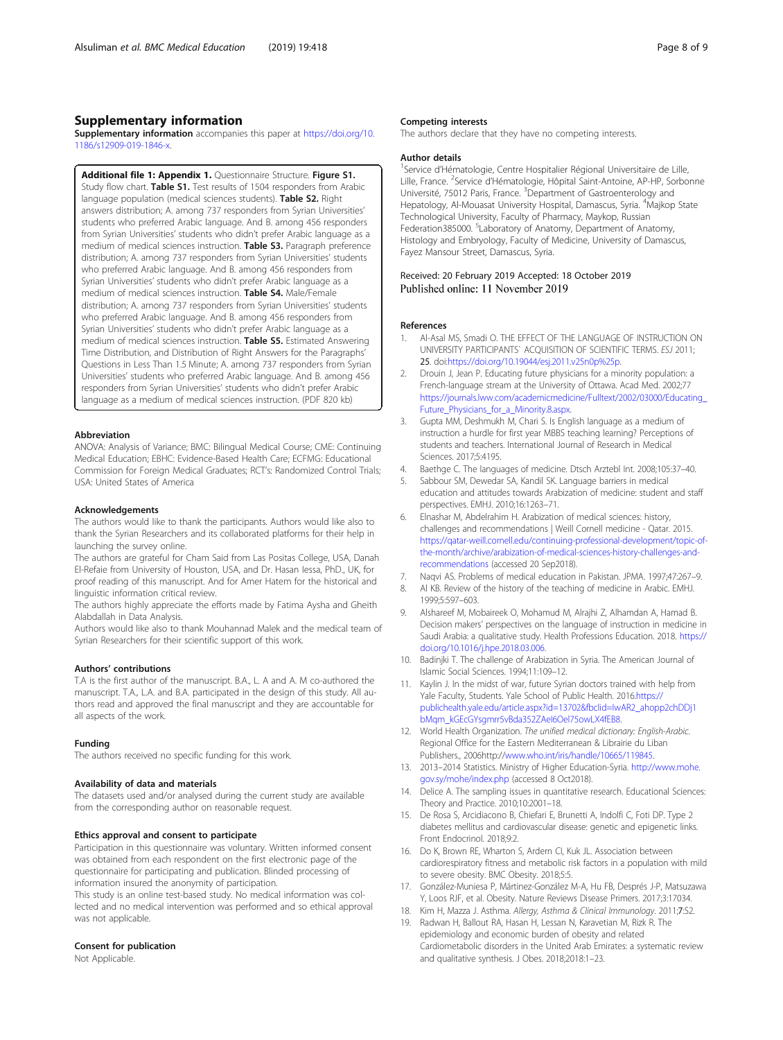## Supplementary information

**Supplementary information** accompanies this paper at https://doi.org/10.1186/s12909-019-1846-x.

**Additional file 1: Appendix 1.** Questionnaire Structure. **Figure S1.** Study flow chart. **Table S1.** Test results of 1504 responders from Arabic language population (medical sciences students). **Table S2.** Right answers distribution; A. among 737 responders from Syrian Universities' students who preferred Arabic language. And B. among 456 responders from Syrian Universities' students who didn't prefer Arabic language as a medium of medical sciences instruction. **Table S3.** Paragraph preference distribution; A. among 737 responders from Syrian Universities' students who preferred Arabic language. And B. among 456 responders from Syrian Universities' students who didn't prefer Arabic language as a medium of medical sciences instruction. **Table S4.** Male/Female distribution; A. among 737 responders from Syrian Universities' students who preferred Arabic language. And B. among 456 responders from Syrian Universities' students who didn't prefer Arabic language as a medium of medical sciences instruction. **Table S5.** Estimated Answering Time Distribution, and Distribution of Right Answers for the Paragraphs' Questions in Less Than 1.5 Minute; A. among 737 responders from Syrian Universities' students who preferred Arabic language. And B. among 456 responders from Syrian Universities' students who didn't prefer Arabic language as a medium of medical sciences instruction. (PDF 820 kb)

### Abbreviation

ANOVA: Analysis of Variance; BMC: Bilingual Medical Course; CME: Continuing Medical Education; EBHC: Evidence-Based Health Care; ECFMG: Educational Commission for Foreign Medical Graduates; RCT's: Randomized Control Trials; USA: United States of America

### Acknowledgements

The authors would like to thank the participants. Authors would like also to thank the Syrian Researchers and its collaborated platforms for their help in launching the survey online.

The authors are grateful for Cham Said from Las Positas College, USA, Danah El-Refaie from University of Houston, USA, and Dr. Hasan Iessa, PhD., UK, for proof reading of this manuscript. And for Amer Hatem for the historical and linguistic information critical review.

The authors highly appreciate the efforts made by Fatima Aysha and Gheith Alabdallah in Data Analysis.

Authors would like also to thank Mouhannad Malek and the medical team of Syrian Researchers for their scientific support of this work.

### Authors' contributions

T.A is the first author of the manuscript. B.A., L. A and A. M co-authored the manuscript. T.A., L.A. and B.A. participated in the design of this study. All authors read and approved the final manuscript and they are accountable for all aspects of the work.

### Funding

The authors received no specific funding for this work.

### Availability of data and materials

The datasets used and/or analysed during the current study are available from the corresponding author on reasonable request.

### Ethics approval and consent to participate

Participation in this questionnaire was voluntary. Written informed consent was obtained from each respondent on the first electronic page of the questionnaire for participating and publication. Blinded processing of information insured the anonymity of participation.

This study is an online test-based study. No medical information was collected and no medical intervention was performed and so ethical approval was not applicable.

### Consent for publication

Not Applicable.

### Competing interests

The authors declare that they have no competing interests.

### Author details

[1]Service d'Hématologie, Centre Hospitalier Régional Universitaire de Lille, Lille, France. [2]Service d'Hématologie, Hôpital Saint-Antoine, AP-HP, Sorbonne Université, 75012 Paris, France. [3]Department of Gastroenterology and Hepatology, Al-Mouasat University Hospital, Damascus, Syria. [4]Majkop State Technological University, Faculty of Pharmacy, Maykop, Russian Federation385000. [5]Laboratory of Anatomy, Department of Anatomy, Histology and Embryology, Faculty of Medicine, University of Damascus, Fayez Mansour Street, Damascus, Syria.

Received: 20 February 2019 Accepted: 18 October 2019
Published online: 11 November 2019

### References

1. Al-Asal MS, Smadi O. THE EFFECT OF THE LANGUAGE OF INSTRUCTION ON UNIVERSITY PARTICIPANTS` ACQUISITION OF SCIENTIFIC TERMS. ESJ 2011; 25. doi:https://doi.org/10.19044/esj.2011.v25n0p%25p.
2. Drouin J, Jean P. Educating future physicians for a minority population: a French-language stream at the University of Ottawa. Acad Med. 2002;77 https://journals.lww.com/academicmedicine/Fulltext/2002/03000/Educating_Future_Physicians_for_a_Minority.8.aspx.
3. Gupta MM, Deshmukh M, Chari S. Is English language as a medium of instruction a hurdle for first year MBBS teaching learning? Perceptions of students and teachers. International Journal of Research in Medical Sciences. 2017;5:4195.
4. Baethge C. The languages of medicine. Dtsch Arztebl Int. 2008;105:37–40.
5. Sabbour SM, Dewedar SA, Kandil SK. Language barriers in medical education and attitudes towards Arabization of medicine: student and staff perspectives. EMHJ. 2010;16:1263–71.
6. Elnashar M, Abdelrahim H. Arabization of medical sciences: history, challenges and recommendations | Weill Cornell medicine - Qatar. 2015. https://qatar-weill.cornell.edu/continuing-professional-development/topic-of-the-month/archive/arabization-of-medical-sciences-history-challenges-and-recommendations (accessed 20 Sep2018).
7. Naqvi AS. Problems of medical education in Pakistan. JPMA. 1997;47:267–9.
8. Al KB. Review of the history of the teaching of medicine in Arabic. EMHJ. 1999;5:597–603.
9. Alshareef M, Mobaireek O, Mohamud M, Alrajhi Z, Alhamdan A, Hamad B. Decision makers' perspectives on the language of instruction in medicine in Saudi Arabia: a qualitative study. Health Professions Education. 2018. https://doi.org/10.1016/j.hpe.2018.03.006.
10. Badinjki T. The challenge of Arabization in Syria. The American Journal of Islamic Social Sciences. 1994;11:109–12.
11. Kaylin J. In the midst of war, future Syrian doctors trained with help from Yale Faculty, Students. Yale School of Public Health. 2016.https://publichealth.yale.edu/article.aspx?id=13702&fbclid=IwAR2_ahopp2chDDj1bMqm_kGEcGYsgmrr5vBda352ZAel6Oel75owLX4fEB8.
12. World Health Organization. *The unified medical dictionary: English-Arabic*. Regional Office for the Eastern Mediterranean & Librairie du Liban Publishers., 2006http://www.who.int/iris/handle/10665/119845.
13. 2013–2014 Statistics. Ministry of Higher Education-Syria. http://www.mohe.gov.sy/mohe/index.php (accessed 8 Oct2018).
14. Delice A. The sampling issues in quantitative research. Educational Sciences: Theory and Practice. 2010;10:2001–18.
15. De Rosa S, Arcidiacono B, Chiefari E, Brunetti A, Indolfi C, Foti DP. Type 2 diabetes mellitus and cardiovascular disease: genetic and epigenetic links. Front Endocrinol. 2018;9:2.
16. Do K, Brown RE, Wharton S, Ardern CI, Kuk JL. Association between cardiorespiratory fitness and metabolic risk factors in a population with mild to severe obesity. BMC Obesity. 2018;5:5.
17. González-Muniesa P, Mártinez-González M-A, Hu FB, Després J-P, Matsuzawa Y, Loos RJF, et al. Obesity. Nature Reviews Disease Primers. 2017;3:17034.
18. Kim H, Mazza J. Asthma. *Allergy, Asthma & Clinical Immunology*. 2011;**7**:S2.
19. Radwan H, Ballout RA, Hasan H, Lessan N, Karavetian M, Rizk R. The epidemiology and economic burden of obesity and related Cardiometabolic disorders in the United Arab Emirates: a systematic review and qualitative synthesis. J Obes. 2018;2018:1–23.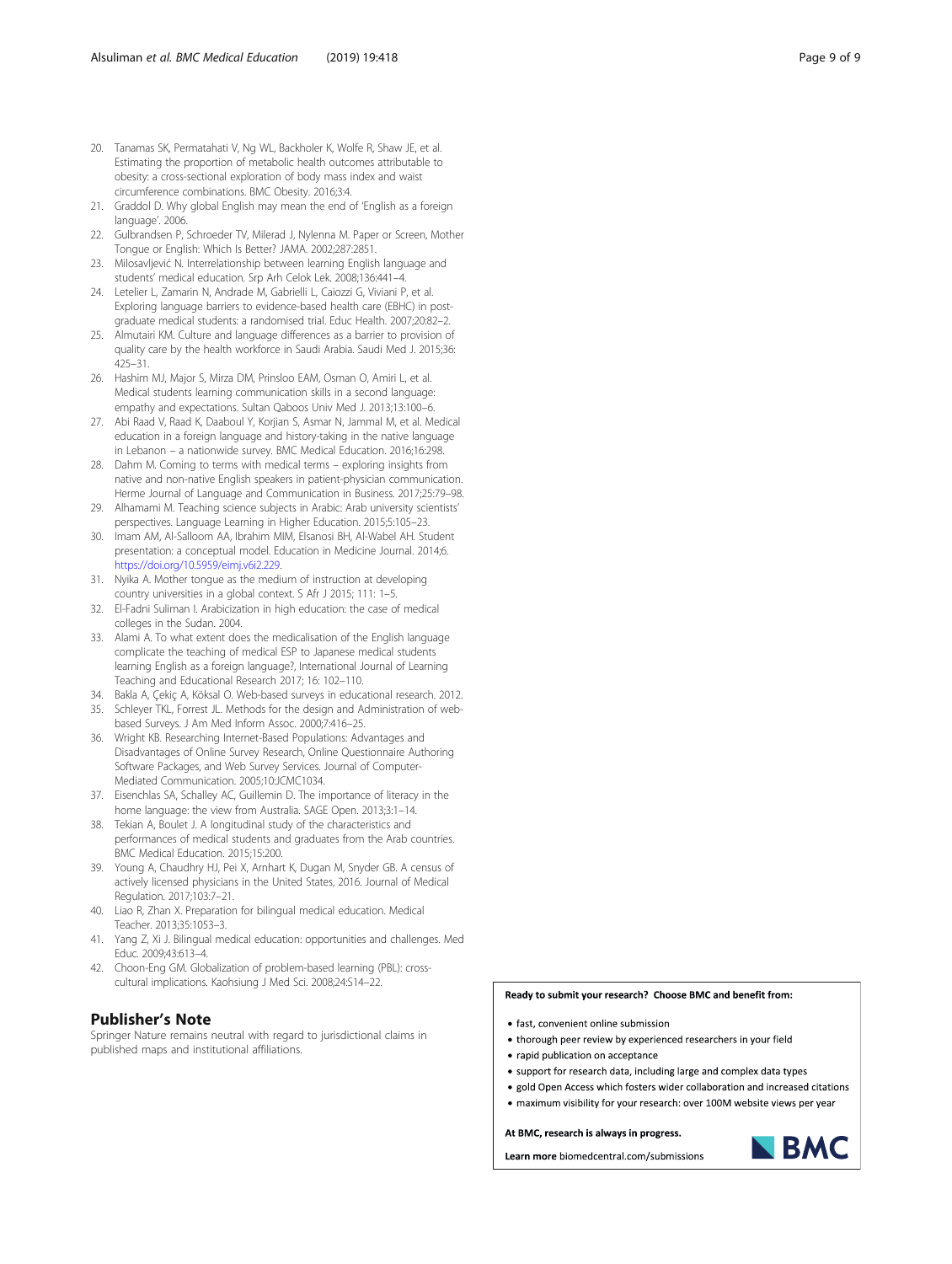20. Tanamas SK, Permatahati V, Ng WL, Backholer K, Wolfe R, Shaw JE, et al. Estimating the proportion of metabolic health outcomes attributable to obesity: a cross-sectional exploration of body mass index and waist circumference combinations. BMC Obesity. 2016;3:4.
21. Graddol D. Why global English may mean the end of 'English as a foreign language'. 2006.
22. Gulbrandsen P, Schroeder TV, Milerad J, Nylenna M. Paper or Screen, Mother Tongue or English: Which Is Better? JAMA. 2002;287:2851.
23. Milosavljević N. Interrelationship between learning English language and students' medical education. Srp Arh Celok Lek. 2008;136:441–4.
24. Letelier L, Zamarin N, Andrade M, Gabrielli L, Caiozzi G, Viviani P, et al. Exploring language barriers to evidence-based health care (EBHC) in post-graduate medical students: a randomised trial. Educ Health. 2007;20:82–2.
25. Almutairi KM. Culture and language differences as a barrier to provision of quality care by the health workforce in Saudi Arabia. Saudi Med J. 2015;36: 425–31.
26. Hashim MJ, Major S, Mirza DM, Prinsloo EAM, Osman O, Amiri L, et al. Medical students learning communication skills in a second language: empathy and expectations. Sultan Qaboos Univ Med J. 2013;13:100–6.
27. Abi Raad V, Raad K, Daaboul Y, Korjian S, Asmar N, Jammal M, et al. Medical education in a foreign language and history-taking in the native language in Lebanon – a nationwide survey. BMC Medical Education. 2016;16:298.
28. Dahm M. Coming to terms with medical terms – exploring insights from native and non-native English speakers in patient-physician communication. Herme Journal of Language and Communication in Business. 2017;25:79–98.
29. Alhamami M. Teaching science subjects in Arabic: Arab university scientists' perspectives. Language Learning in Higher Education. 2015;5:105–23.
30. Imam AM, Al-Salloom AA, Ibrahim MIM, Elsanosi BH, Al-Wabel AH. Student presentation: a conceptual model. Education in Medicine Journal. 2014;6. https://doi.org/10.5959/eimj.v6i2.229.
31. Nyika A. Mother tongue as the medium of instruction at developing country universities in a global context. S Afr J 2015; 111: 1–5.
32. El-Fadni Suliman I. Arabicization in high education: the case of medical colleges in the Sudan. 2004.
33. Alami A. To what extent does the medicalisation of the English language complicate the teaching of medical ESP to Japanese medical students learning English as a foreign language?, International Journal of Learning Teaching and Educational Research 2017; 16: 102–110.
34. Bakla A, Çekiç A, Köksal O. Web-based surveys in educational research. 2012.
35. Schleyer TKL, Forrest JL. Methods for the design and Administration of web-based Surveys. J Am Med Inform Assoc. 2000;7:416–25.
36. Wright KB. Researching Internet-Based Populations: Advantages and Disadvantages of Online Survey Research, Online Questionnaire Authoring Software Packages, and Web Survey Services. Journal of Computer-Mediated Communication. 2005;10:JCMC1034.
37. Eisenchlas SA, Schalley AC, Guillemin D. The importance of literacy in the home language: the view from Australia. SAGE Open. 2013;3:1–14.
38. Tekian A, Boulet J. A longitudinal study of the characteristics and performances of medical students and graduates from the Arab countries. BMC Medical Education. 2015;15:200.
39. Young A, Chaudhry HJ, Pei X, Arnhart K, Dugan M, Snyder GB. A census of actively licensed physicians in the United States, 2016. Journal of Medical Regulation. 2017;103:7–21.
40. Liao R, Zhan X. Preparation for bilingual medical education. Medical Teacher. 2013;35:1053–3.
41. Yang Z, Xi J. Bilingual medical education: opportunities and challenges. Med Educ. 2009;43:613–4.
42. Choon-Eng GM. Globalization of problem-based learning (PBL): cross-cultural implications. Kaohsiung J Med Sci. 2008;24:S14–22.

## Publisher's Note

Springer Nature remains neutral with regard to jurisdictional claims in published maps and institutional affiliations.

**Ready to submit your research? Choose BMC and benefit from:**

- fast, convenient online submission
- thorough peer review by experienced researchers in your field
- rapid publication on acceptance
- support for research data, including large and complex data types
- gold Open Access which fosters wider collaboration and increased citations
- maximum visibility for your research: over 100M website views per year

**At BMC, research is always in progress.**

**Learn more** biomedcentral.com/submissions

BMC